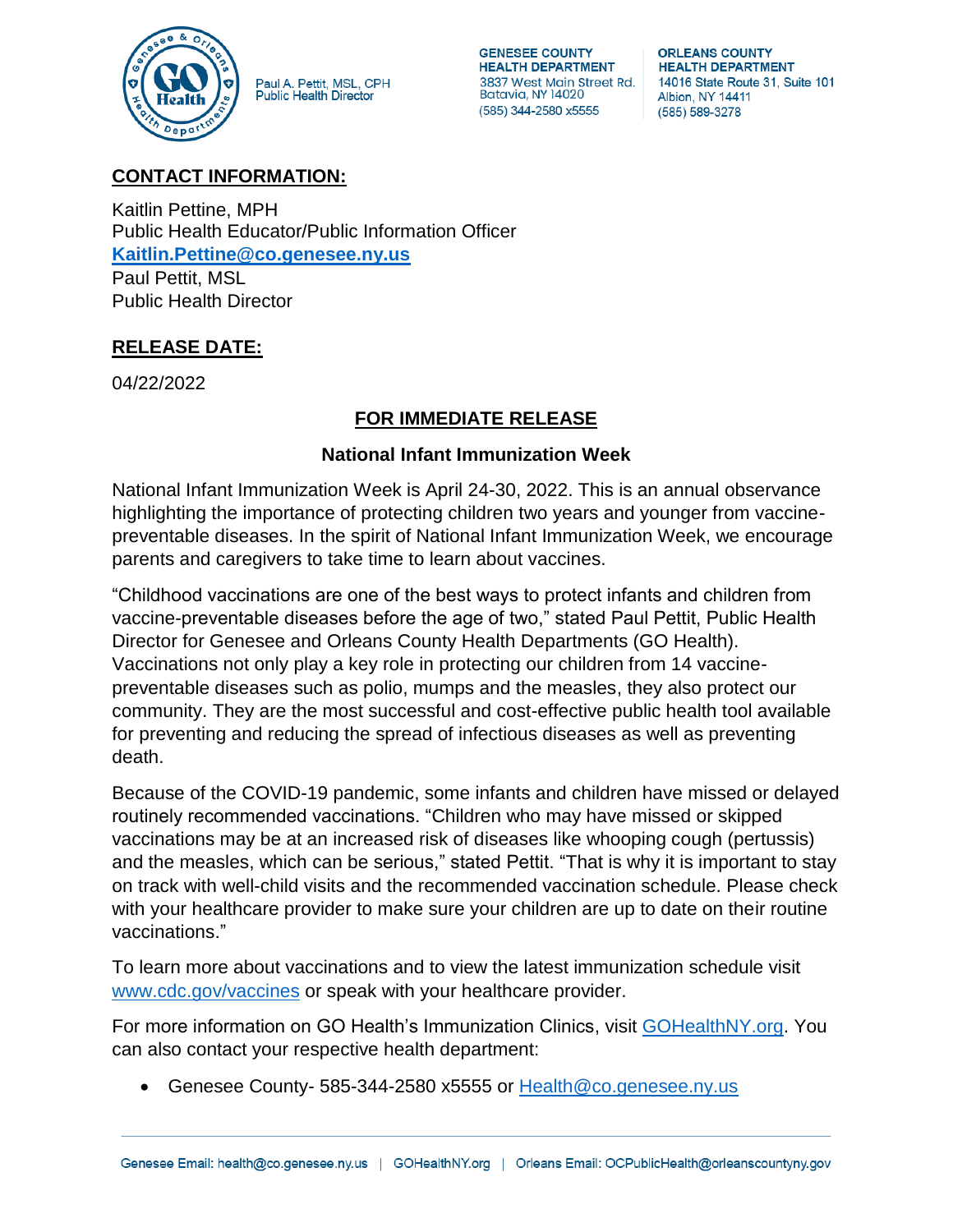Paul A. Pettit, MSL, CPH
Public Health Director

**GENESEE COUNTY HEALTH DEPARTMENT**
3837 West Main Street Rd.
Batavia, NY 14020
(585) 344-2580 x5555

**ORLEANS COUNTY HEALTH DEPARTMENT**
14016 State Route 31, Suite 101
Albion, NY 14411
(585) 589-3278

## CONTACT INFORMATION:

Kaitlin Pettine, MPH
Public Health Educator/Public Information Officer
**Kaitlin.Pettine@co.genesee.ny.us**
Paul Pettit, MSL
Public Health Director

## RELEASE DATE:

04/22/2022

## FOR IMMEDIATE RELEASE

### National Infant Immunization Week

National Infant Immunization Week is April 24-30, 2022. This is an annual observance highlighting the importance of protecting children two years and younger from vaccine-preventable diseases. In the spirit of National Infant Immunization Week, we encourage parents and caregivers to take time to learn about vaccines.

"Childhood vaccinations are one of the best ways to protect infants and children from vaccine-preventable diseases before the age of two," stated Paul Pettit, Public Health Director for Genesee and Orleans County Health Departments (GO Health). Vaccinations not only play a key role in protecting our children from 14 vaccine-preventable diseases such as polio, mumps and the measles, they also protect our community. They are the most successful and cost-effective public health tool available for preventing and reducing the spread of infectious diseases as well as preventing death.

Because of the COVID-19 pandemic, some infants and children have missed or delayed routinely recommended vaccinations. "Children who may have missed or skipped vaccinations may be at an increased risk of diseases like whooping cough (pertussis) and the measles, which can be serious," stated Pettit. "That is why it is important to stay on track with well-child visits and the recommended vaccination schedule. Please check with your healthcare provider to make sure your children are up to date on their routine vaccinations."

To learn more about vaccinations and to view the latest immunization schedule visit www.cdc.gov/vaccines or speak with your healthcare provider.

For more information on GO Health's Immunization Clinics, visit GOHealthNY.org. You can also contact your respective health department:

- Genesee County- 585-344-2580 x5555 or Health@co.genesee.ny.us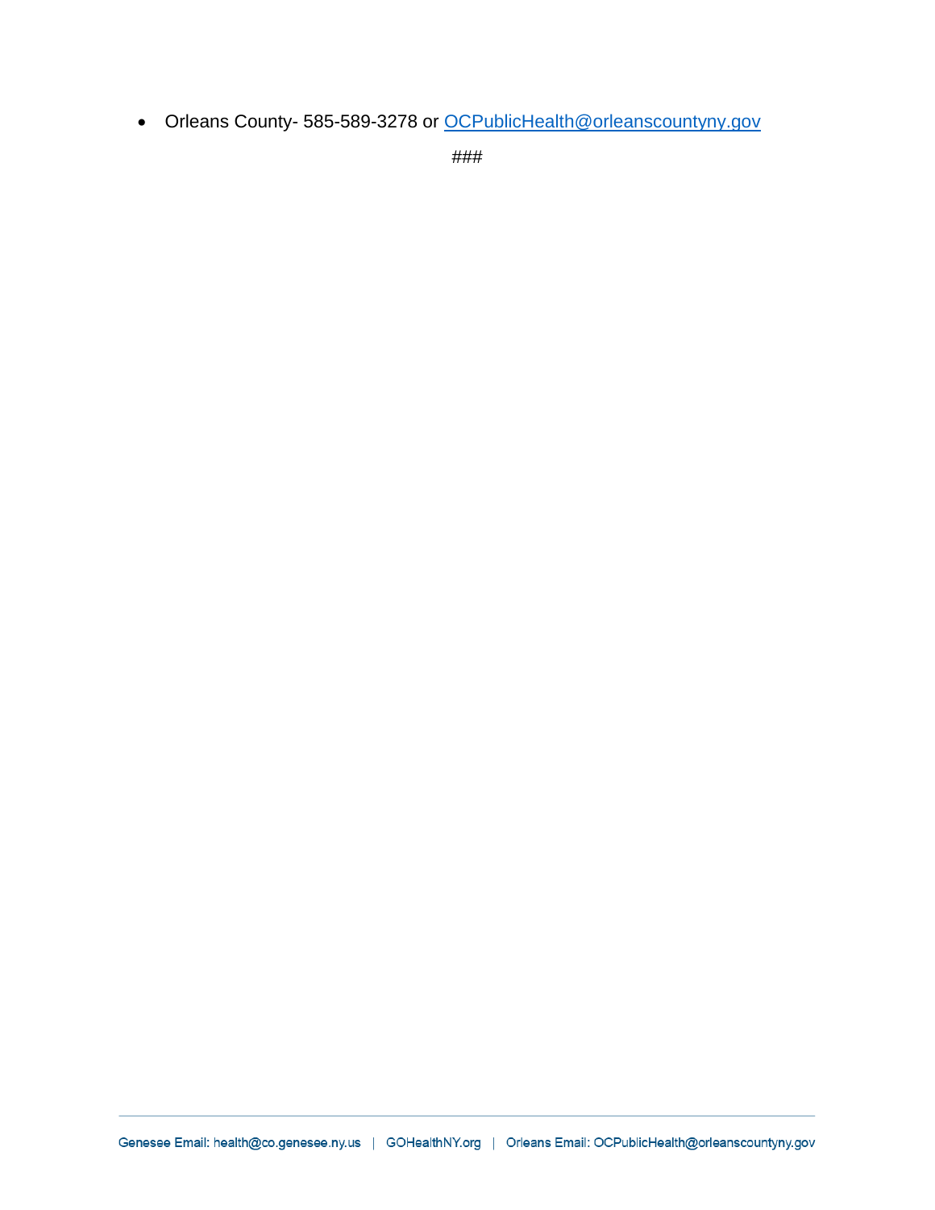- Orleans County- 585-589-3278 or [OCPublicHealth@orleanscountyny.gov](mailto:OCPublicHealth@orleanscountyny.gov)

###